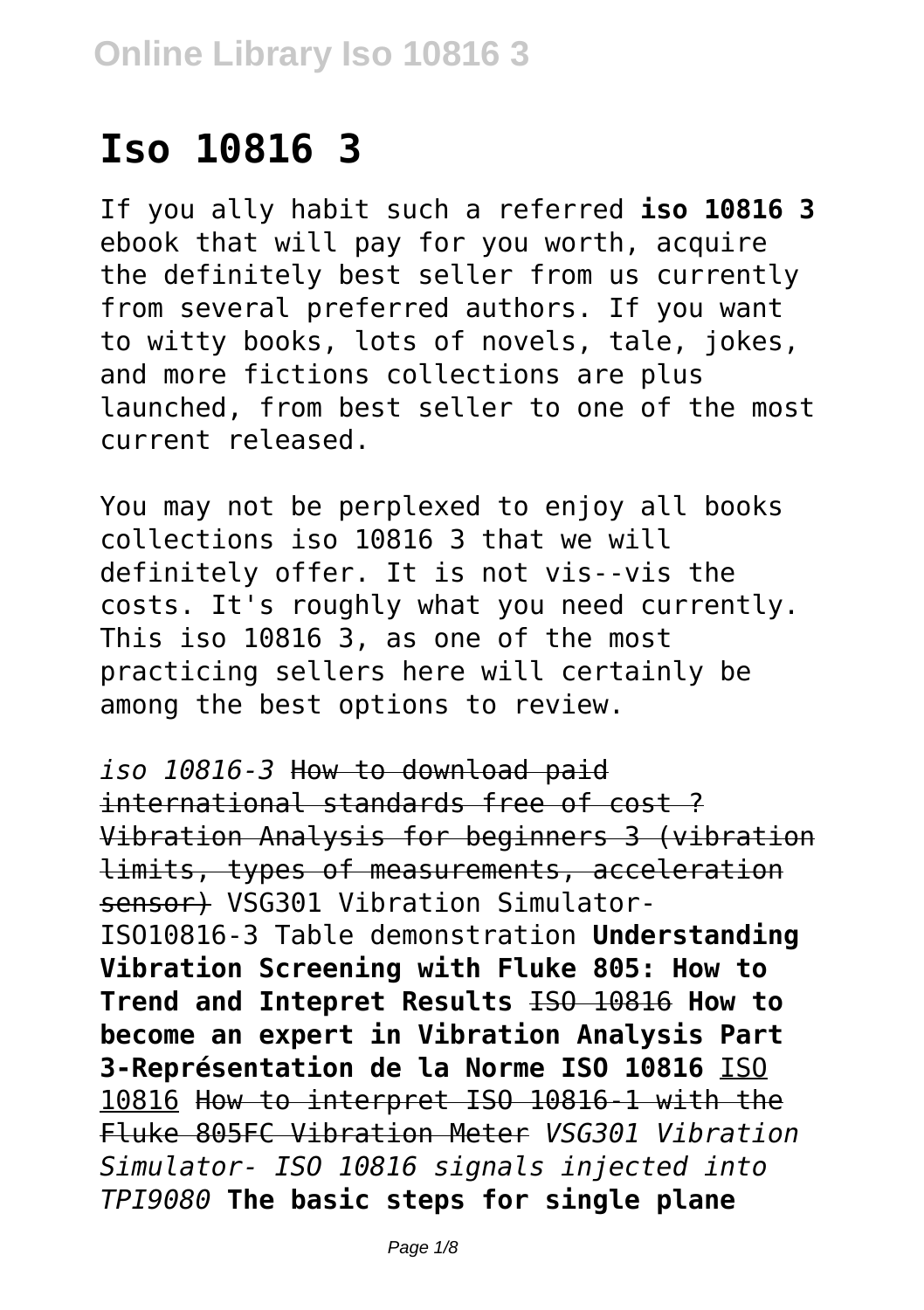# Iso 10816 3

If you ally habit such a referred **iso 10816 3** ebook that will pay for you worth, acquire the definitely best seller from us currently from several preferred authors. If you want to witty books, lots of novels, tale, jokes, and more fictions collections are plus launched, from best seller to one of the most current released.

You may not be perplexed to enjoy all books collections iso 10816 3 that we will definitely offer. It is not vis--vis the costs. It's roughly what you need currently. This iso 10816 3, as one of the most practicing sellers here will certainly be among the best options to review.

*iso 10816-3* ~~How to download paid international standards free of cost ?~~ ~~Vibration Analysis for beginners 3 (vibration limits, types of measurements, acceleration sensor)~~ VSG301 Vibration Simulator- ISO10816-3 Table demonstration **Understanding Vibration Screening with Fluke 805: How to Trend and Intepret Results** ~~ISO 10816~~ **How to become an expert in Vibration Analysis Part 3-Représentation de la Norme ISO 10816** ISO 10816 ~~How to interpret ISO 10816-1 with the Fluke 805FC Vibration Meter~~ *VSG301 Vibration Simulator- ISO 10816 signals injected into TPI9080* **The basic steps for single plane**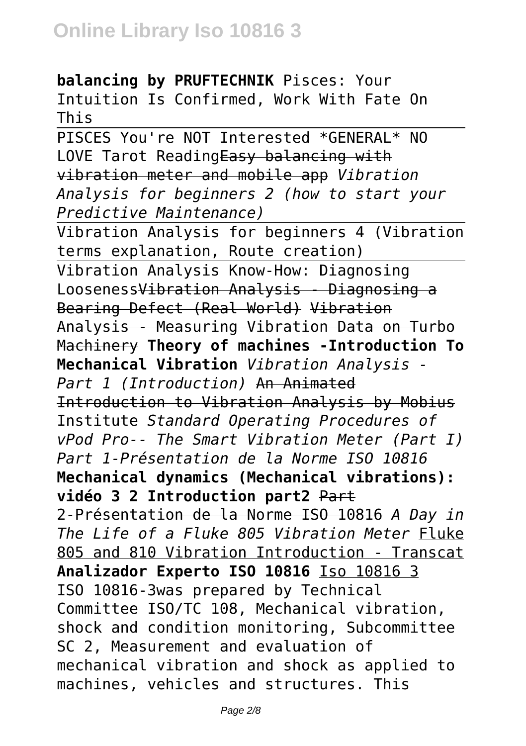**balancing by PRUFTECHNIK** Pisces: Your Intuition Is Confirmed, Work With Fate On This

PISCES You're NOT Interested *GENERAL* NO LOVE Tarot ReadingEasy balancing with vibration meter and mobile app *Vibration Analysis for beginners 2 (how to start your Predictive Maintenance)*

Vibration Analysis for beginners 4 (Vibration terms explanation, Route creation)

Vibration Analysis Know-How: Diagnosing LoosenessVibration Analysis - Diagnosing a Bearing Defect (Real World) Vibration Analysis - Measuring Vibration Data on Turbo Machinery **Theory of machines -Introduction To Mechanical Vibration** *Vibration Analysis - Part 1 (Introduction)* An Animated Introduction to Vibration Analysis by Mobius Institute *Standard Operating Procedures of vPod Pro-- The Smart Vibration Meter (Part I) Part 1-Présentation de la Norme ISO 10816* **Mechanical dynamics (Mechanical vibrations): vidéo 3 2 Introduction part2** Part 2-Présentation de la Norme ISO 10816 *A Day in The Life of a Fluke 805 Vibration Meter* Fluke 805 and 810 Vibration Introduction - Transcat **Analizador Experto ISO 10816** Iso 10816 3

ISO 10816-3was prepared by Technical Committee ISO/TC 108, Mechanical vibration, shock and condition monitoring, Subcommittee SC 2, Measurement and evaluation of mechanical vibration and shock as applied to machines, vehicles and structures. This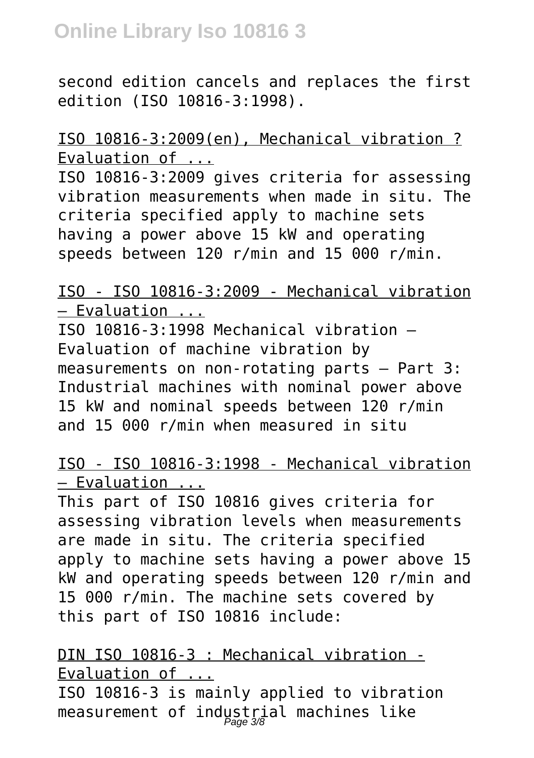second edition cancels and replaces the first edition (ISO 10816-3:1998).

ISO 10816-3:2009(en), Mechanical vibration ? Evaluation of ...

ISO 10816-3:2009 gives criteria for assessing vibration measurements when made in situ. The criteria specified apply to machine sets having a power above 15 kW and operating speeds between 120 r/min and 15 000 r/min.

ISO - ISO 10816-3:2009 - Mechanical vibration — Evaluation ...

ISO 10816-3:1998 Mechanical vibration — Evaluation of machine vibration by measurements on non-rotating parts — Part 3: Industrial machines with nominal power above 15 kW and nominal speeds between 120 r/min and 15 000 r/min when measured in situ

ISO - ISO 10816-3:1998 - Mechanical vibration — Evaluation ...

This part of ISO 10816 gives criteria for assessing vibration levels when measurements are made in situ. The criteria specified apply to machine sets having a power above 15 kW and operating speeds between 120 r/min and 15 000 r/min. The machine sets covered by this part of ISO 10816 include:

DIN ISO 10816-3 : Mechanical vibration - Evaluation of ...

ISO 10816-3 is mainly applied to vibration measurement of industrial machines like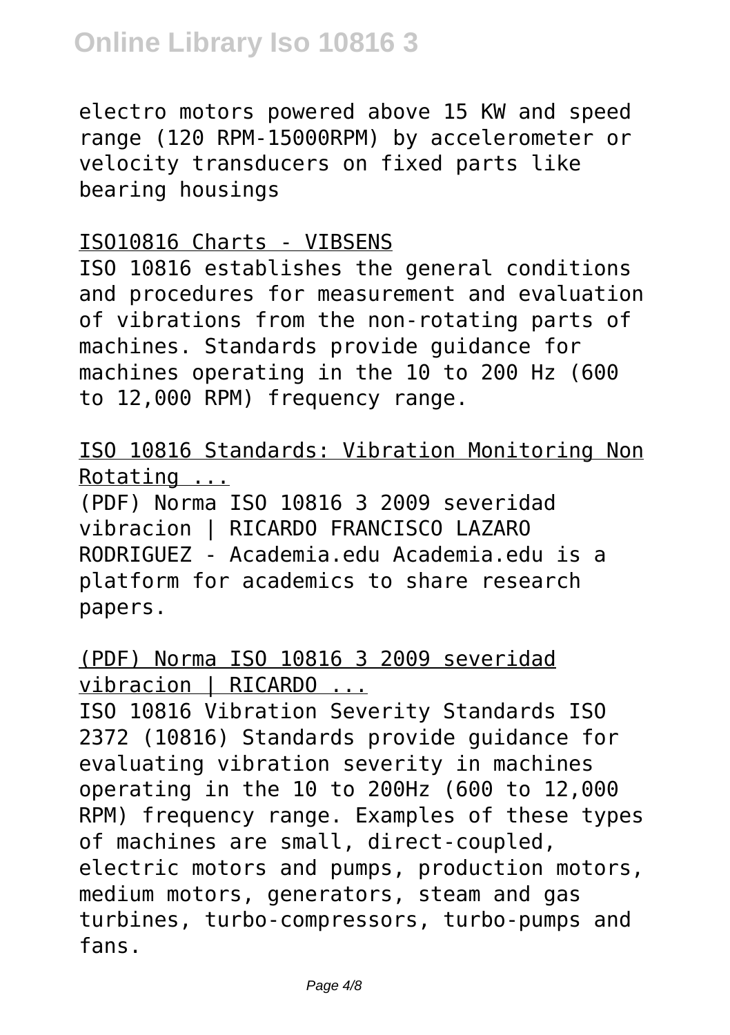electro motors powered above 15 KW and speed range (120 RPM-15000RPM) by accelerometer or velocity transducers on fixed parts like bearing housings

ISO10816 Charts - VIBSENS

ISO 10816 establishes the general conditions and procedures for measurement and evaluation of vibrations from the non-rotating parts of machines. Standards provide guidance for machines operating in the 10 to 200 Hz (600 to 12,000 RPM) frequency range.

ISO 10816 Standards: Vibration Monitoring Non Rotating ...

(PDF) Norma ISO 10816 3 2009 severidad vibracion | RICARDO FRANCISCO LAZARO RODRIGUEZ - Academia.edu Academia.edu is a platform for academics to share research papers.

(PDF) Norma ISO 10816 3 2009 severidad vibracion | RICARDO ...

ISO 10816 Vibration Severity Standards ISO 2372 (10816) Standards provide guidance for evaluating vibration severity in machines operating in the 10 to 200Hz (600 to 12,000 RPM) frequency range. Examples of these types of machines are small, direct-coupled, electric motors and pumps, production motors, medium motors, generators, steam and gas turbines, turbo-compressors, turbo-pumps and fans.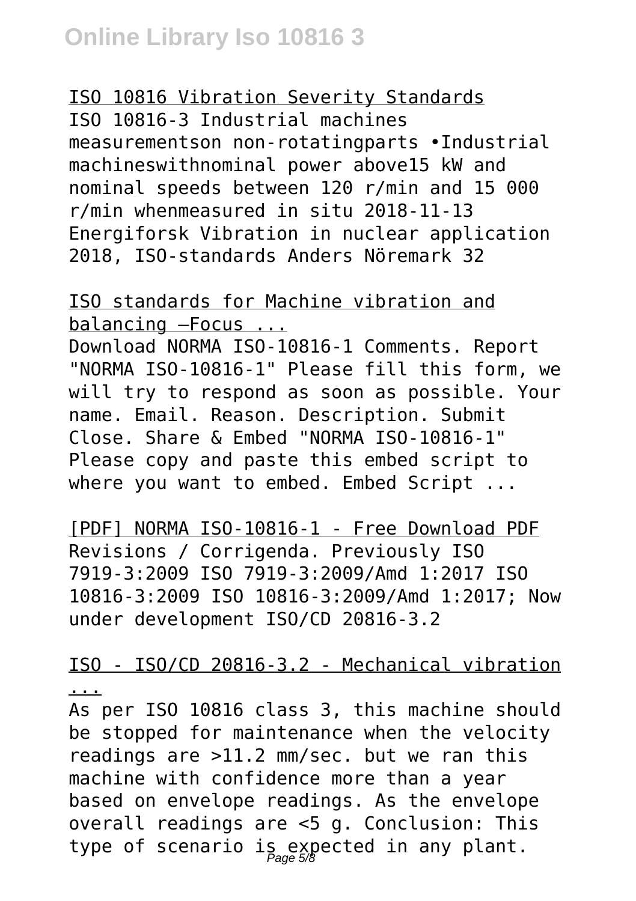ISO 10816 Vibration Severity Standards
ISO 10816-3 Industrial machines measurementson non-rotatingparts •Industrial machineswithnominal power above15 kW and nominal speeds between 120 r/min and 15 000 r/min whenmeasured in situ 2018-11-13 Energiforsk Vibration in nuclear application 2018, ISO-standards Anders Nöremark 32

ISO standards for Machine vibration and balancing —Focus ...
Download NORMA ISO-10816-1 Comments. Report "NORMA ISO-10816-1" Please fill this form, we will try to respond as soon as possible. Your name. Email. Reason. Description. Submit Close. Share & Embed "NORMA ISO-10816-1" Please copy and paste this embed script to where you want to embed. Embed Script ...

[PDF] NORMA ISO-10816-1 - Free Download PDF
Revisions / Corrigenda. Previously ISO 7919-3:2009 ISO 7919-3:2009/Amd 1:2017 ISO 10816-3:2009 ISO 10816-3:2009/Amd 1:2017; Now under development ISO/CD 20816-3.2

ISO - ISO/CD 20816-3.2 - Mechanical vibration ...
As per ISO 10816 class 3, this machine should be stopped for maintenance when the velocity readings are >11.2 mm/sec. but we ran this machine with confidence more than a year based on envelope readings. As the envelope overall readings are <5 g. Conclusion: This type of scenario is expected in any plant.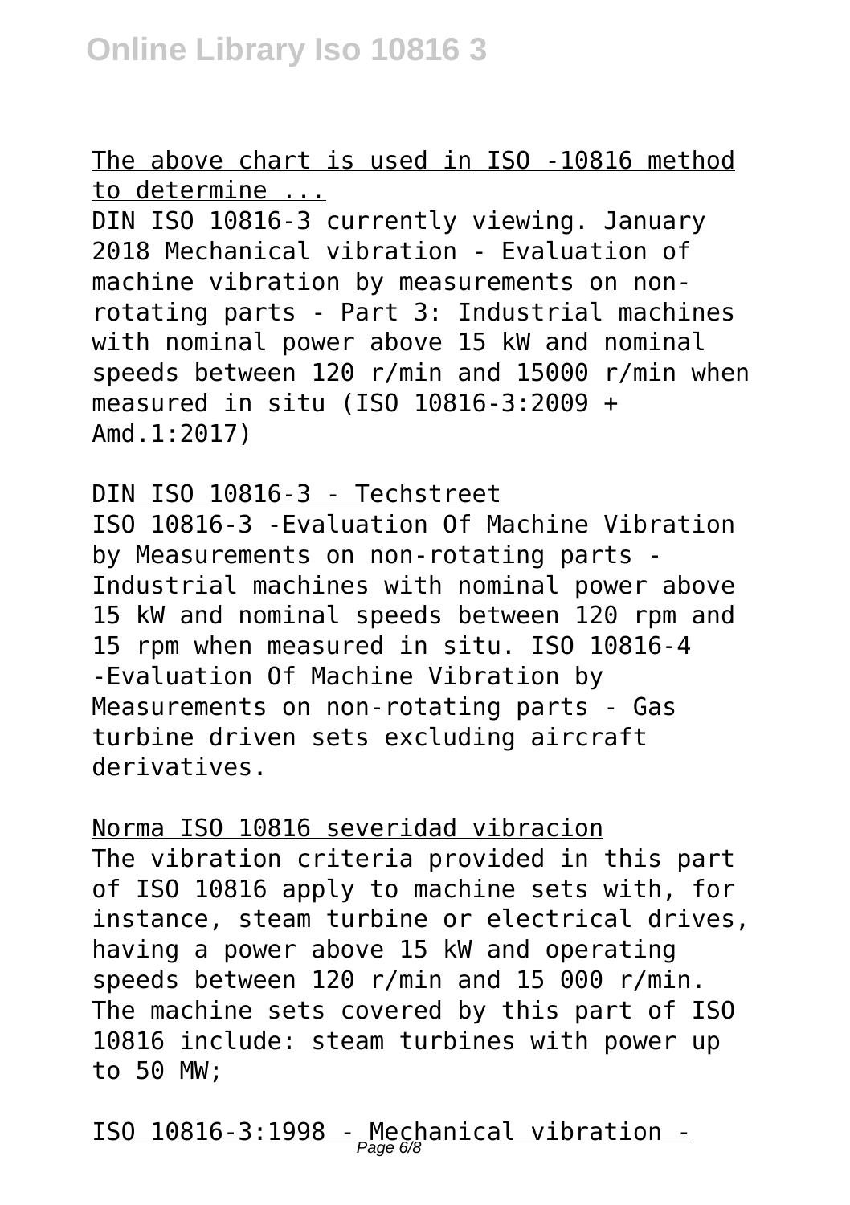The above chart is used in ISO -10816 method to determine ...

DIN ISO 10816-3 currently viewing. January 2018 Mechanical vibration - Evaluation of machine vibration by measurements on non-rotating parts - Part 3: Industrial machines with nominal power above 15 kW and nominal speeds between 120 r/min and 15000 r/min when measured in situ (ISO 10816-3:2009 + Amd.1:2017)

DIN ISO 10816-3 - Techstreet

ISO 10816-3 -Evaluation Of Machine Vibration by Measurements on non-rotating parts - Industrial machines with nominal power above 15 kW and nominal speeds between 120 rpm and 15 rpm when measured in situ. ISO 10816-4 -Evaluation Of Machine Vibration by Measurements on non-rotating parts - Gas turbine driven sets excluding aircraft derivatives.

Norma ISO 10816 severidad vibracion

The vibration criteria provided in this part of ISO 10816 apply to machine sets with, for instance, steam turbine or electrical drives, having a power above 15 kW and operating speeds between 120 r/min and 15 000 r/min. The machine sets covered by this part of ISO 10816 include: steam turbines with power up to 50 MW;

ISO 10816-3:1998 - Mechanical vibration -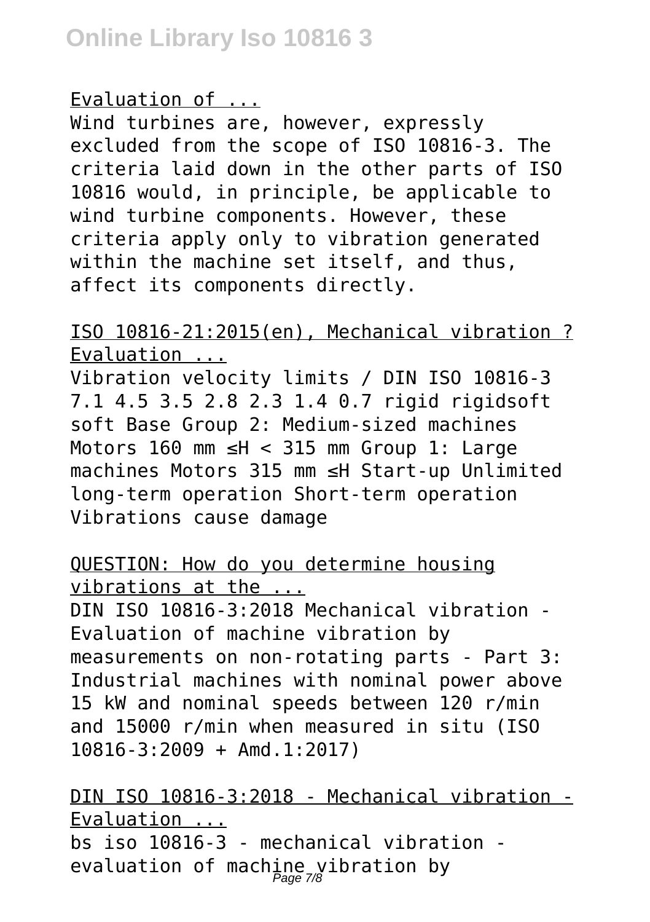Evaluation of ...

Wind turbines are, however, expressly excluded from the scope of ISO 10816-3. The criteria laid down in the other parts of ISO 10816 would, in principle, be applicable to wind turbine components. However, these criteria apply only to vibration generated within the machine set itself, and thus, affect its components directly.

ISO 10816-21:2015(en), Mechanical vibration ? Evaluation ...

Vibration velocity limits / DIN ISO 10816-3 7.1 4.5 3.5 2.8 2.3 1.4 0.7 rigid rigidsoft soft Base Group 2: Medium-sized machines Motors 160 mm ≤H < 315 mm Group 1: Large machines Motors 315 mm ≤H Start-up Unlimited long-term operation Short-term operation Vibrations cause damage

QUESTION: How do you determine housing vibrations at the ...

DIN ISO 10816-3:2018 Mechanical vibration - Evaluation of machine vibration by measurements on non-rotating parts - Part 3: Industrial machines with nominal power above 15 kW and nominal speeds between 120 r/min and 15000 r/min when measured in situ (ISO 10816-3:2009 + Amd.1:2017)

DIN ISO 10816-3:2018 - Mechanical vibration - Evaluation ...

bs iso 10816-3 - mechanical vibration - evaluation of machine vibration by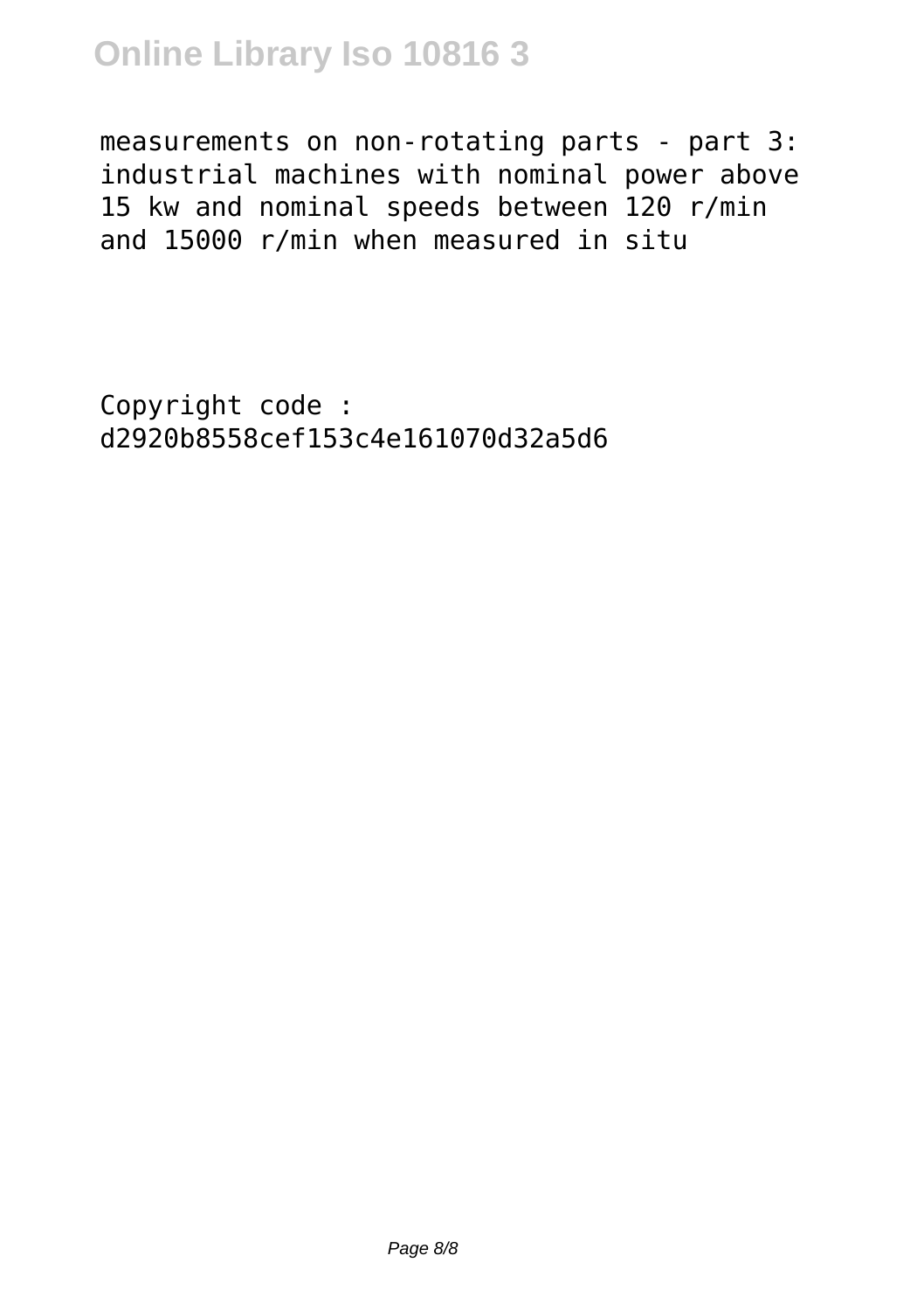measurements on non-rotating parts - part 3: industrial machines with nominal power above 15 kw and nominal speeds between 120 r/min and 15000 r/min when measured in situ

Copyright code : d2920b8558cef153c4e161070d32a5d6